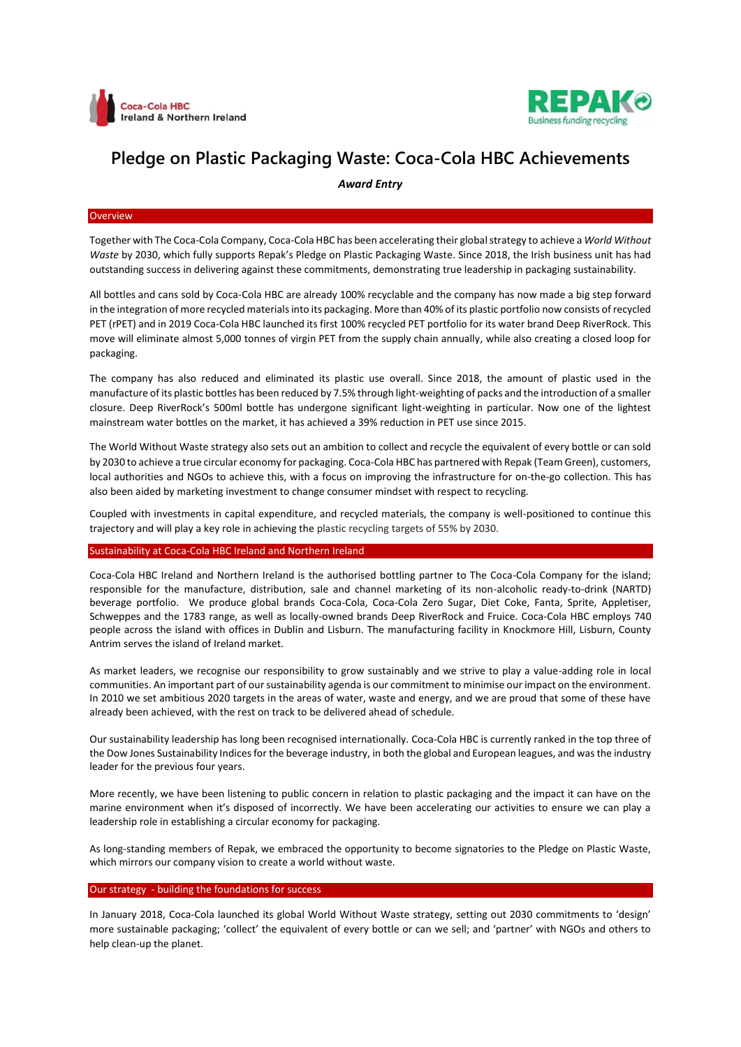Coca-Cola HBC
Ireland & Northern Ireland

REPAK
Business funding recycling

# Pledge on Plastic Packaging Waste: Coca-Cola HBC Achievements

***Award Entry***

## Overview

Together with The Coca-Cola Company, Coca-Cola HBC has been accelerating their global strategy to achieve a *World Without Waste* by 2030, which fully supports Repak's Pledge on Plastic Packaging Waste. Since 2018, the Irish business unit has had outstanding success in delivering against these commitments, demonstrating true leadership in packaging sustainability.

All bottles and cans sold by Coca-Cola HBC are already 100% recyclable and the company has now made a big step forward in the integration of more recycled materials into its packaging. More than 40% of its plastic portfolio now consists of recycled PET (rPET) and in 2019 Coca-Cola HBC launched its first 100% recycled PET portfolio for its water brand Deep RiverRock. This move will eliminate almost 5,000 tonnes of virgin PET from the supply chain annually, while also creating a closed loop for packaging.

The company has also reduced and eliminated its plastic use overall. Since 2018, the amount of plastic used in the manufacture of its plastic bottles has been reduced by 7.5% through light-weighting of packs and the introduction of a smaller closure. Deep RiverRock's 500ml bottle has undergone significant light-weighting in particular. Now one of the lightest mainstream water bottles on the market, it has achieved a 39% reduction in PET use since 2015.

The World Without Waste strategy also sets out an ambition to collect and recycle the equivalent of every bottle or can sold by 2030 to achieve a true circular economy for packaging. Coca-Cola HBC has partnered with Repak (Team Green), customers, local authorities and NGOs to achieve this, with a focus on improving the infrastructure for on-the-go collection. This has also been aided by marketing investment to change consumer mindset with respect to recycling.

Coupled with investments in capital expenditure, and recycled materials, the company is well-positioned to continue this trajectory and will play a key role in achieving the plastic recycling targets of 55% by 2030.

## Sustainability at Coca-Cola HBC Ireland and Northern Ireland

Coca-Cola HBC Ireland and Northern Ireland is the authorised bottling partner to The Coca-Cola Company for the island; responsible for the manufacture, distribution, sale and channel marketing of its non-alcoholic ready-to-drink (NARTD) beverage portfolio. We produce global brands Coca-Cola, Coca-Cola Zero Sugar, Diet Coke, Fanta, Sprite, Appletiser, Schweppes and the 1783 range, as well as locally-owned brands Deep RiverRock and Fruice. Coca-Cola HBC employs 740 people across the island with offices in Dublin and Lisburn. The manufacturing facility in Knockmore Hill, Lisburn, County Antrim serves the island of Ireland market.

As market leaders, we recognise our responsibility to grow sustainably and we strive to play a value-adding role in local communities. An important part of our sustainability agenda is our commitment to minimise our impact on the environment. In 2010 we set ambitious 2020 targets in the areas of water, waste and energy, and we are proud that some of these have already been achieved, with the rest on track to be delivered ahead of schedule.

Our sustainability leadership has long been recognised internationally. Coca-Cola HBC is currently ranked in the top three of the Dow Jones Sustainability Indices for the beverage industry, in both the global and European leagues, and was the industry leader for the previous four years.

More recently, we have been listening to public concern in relation to plastic packaging and the impact it can have on the marine environment when it's disposed of incorrectly. We have been accelerating our activities to ensure we can play a leadership role in establishing a circular economy for packaging.

As long-standing members of Repak, we embraced the opportunity to become signatories to the Pledge on Plastic Waste, which mirrors our company vision to create a world without waste.

## Our strategy - building the foundations for success

In January 2018, Coca-Cola launched its global World Without Waste strategy, setting out 2030 commitments to 'design' more sustainable packaging; 'collect' the equivalent of every bottle or can we sell; and 'partner' with NGOs and others to help clean-up the planet.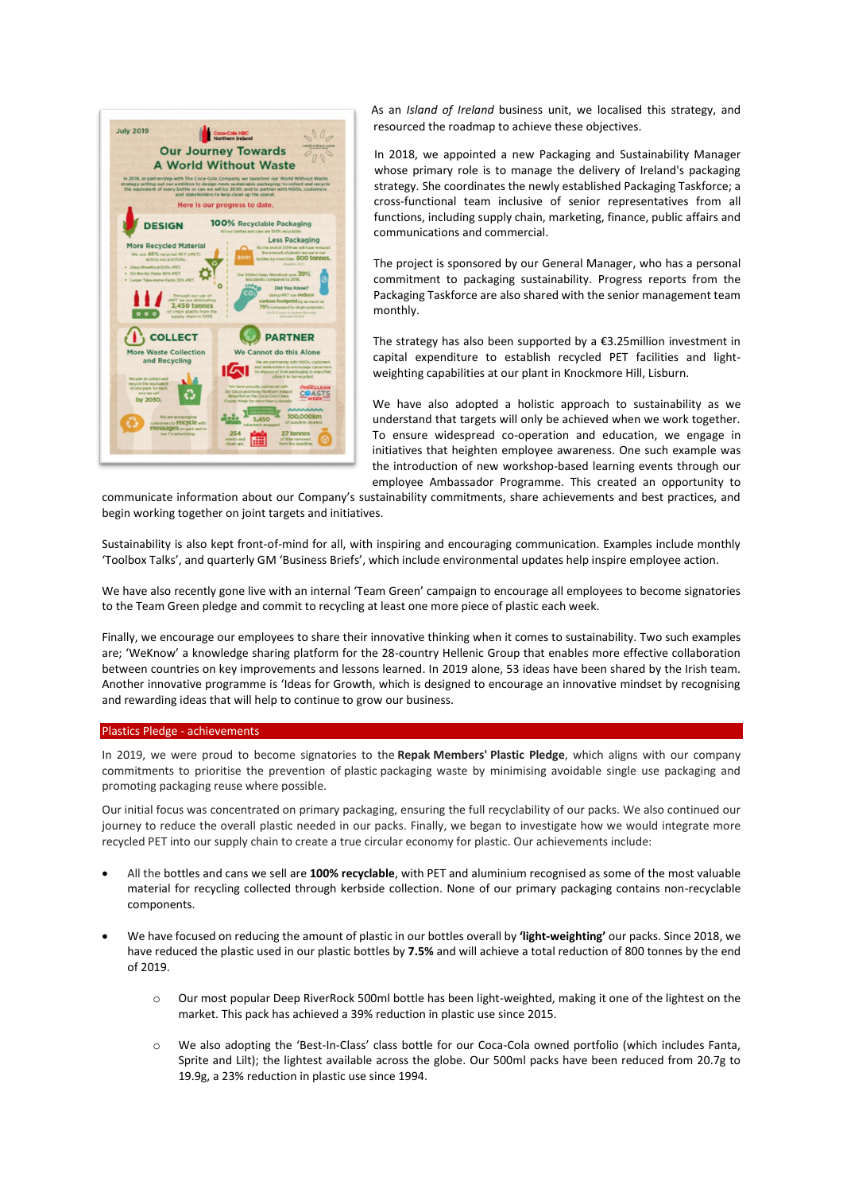As an *Island of Ireland* business unit, we localised this strategy, and resourced the roadmap to achieve these objectives.

In 2018, we appointed a new Packaging and Sustainability Manager whose primary role is to manage the delivery of Ireland's packaging strategy. She coordinates the newly established Packaging Taskforce; a cross-functional team inclusive of senior representatives from all functions, including supply chain, marketing, finance, public affairs and communications and commercial.

The project is sponsored by our General Manager, who has a personal commitment to packaging sustainability. Progress reports from the Packaging Taskforce are also shared with the senior management team monthly.

The strategy has also been supported by a €3.25million investment in capital expenditure to establish recycled PET facilities and light-weighting capabilities at our plant in Knockmore Hill, Lisburn.

We have also adopted a holistic approach to sustainability as we understand that targets will only be achieved when we work together. To ensure widespread co-operation and education, we engage in initiatives that heighten employee awareness. One such example was the introduction of new workshop-based learning events through our employee Ambassador Programme. This created an opportunity to communicate information about our Company's sustainability commitments, share achievements and best practices, and begin working together on joint targets and initiatives.

Sustainability is also kept front-of-mind for all, with inspiring and encouraging communication. Examples include monthly 'Toolbox Talks', and quarterly GM 'Business Briefs', which include environmental updates help inspire employee action.

We have also recently gone live with an internal 'Team Green' campaign to encourage all employees to become signatories to the Team Green pledge and commit to recycling at least one more piece of plastic each week.

Finally, we encourage our employees to share their innovative thinking when it comes to sustainability. Two such examples are; 'WeKnow' a knowledge sharing platform for the 28-country Hellenic Group that enables more effective collaboration between countries on key improvements and lessons learned. In 2019 alone, 53 ideas have been shared by the Irish team. Another innovative programme is 'Ideas for Growth, which is designed to encourage an innovative mindset by recognising and rewarding ideas that will help to continue to grow our business.

## Plastics Pledge - achievements

In 2019, we were proud to become signatories to the **Repak Members' Plastic Pledge**, which aligns with our company commitments to prioritise the prevention of plastic packaging waste by minimising avoidable single use packaging and promoting packaging reuse where possible.

Our initial focus was concentrated on primary packaging, ensuring the full recyclability of our packs. We also continued our journey to reduce the overall plastic needed in our packs. Finally, we began to investigate how we would integrate more recycled PET into our supply chain to create a true circular economy for plastic. Our achievements include:

- All the bottles and cans we sell are **100% recyclable**, with PET and aluminium recognised as some of the most valuable material for recycling collected through kerbside collection. None of our primary packaging contains non-recyclable components.

- We have focused on reducing the amount of plastic in our bottles overall by **'light-weighting'** our packs. Since 2018, we have reduced the plastic used in our plastic bottles by **7.5%** and will achieve a total reduction of 800 tonnes by the end of 2019.

    - Our most popular Deep RiverRock 500ml bottle has been light-weighted, making it one of the lightest on the market. This pack has achieved a 39% reduction in plastic use since 2015.

    - We also adopting the 'Best-In-Class' class bottle for our Coca-Cola owned portfolio (which includes Fanta, Sprite and Lilt); the lightest available across the globe. Our 500ml packs have been reduced from 20.7g to 19.9g, a 23% reduction in plastic use since 1994.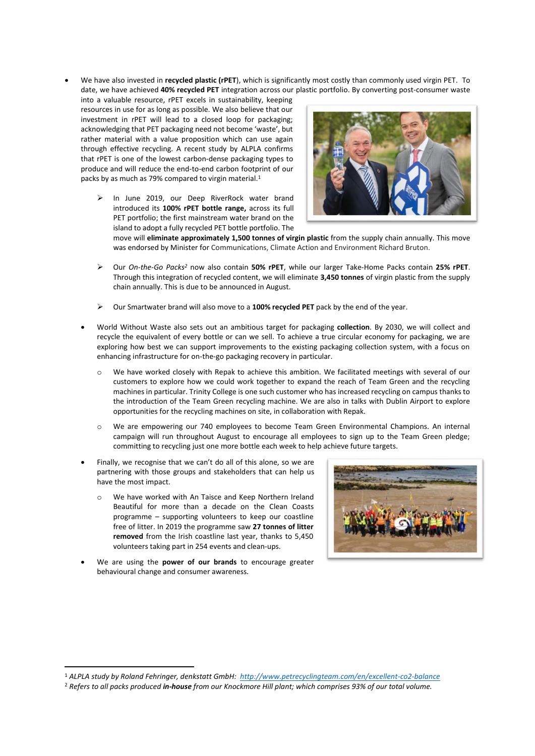- We have also invested in **recycled plastic (rPET**), which is significantly most costly than commonly used virgin PET. To date, we have achieved **40% recycled PET** integration across our plastic portfolio. By converting post-consumer waste into a valuable resource, rPET excels in sustainability, keeping resources in use for as long as possible. We also believe that our investment in rPET will lead to a closed loop for packaging; acknowledging that PET packaging need not become 'waste', but rather material with a value proposition which can use again through effective recycling. A recent study by ALPLA confirms that rPET is one of the lowest carbon-dense packaging types to produce and will reduce the end-to-end carbon footprint of our packs by as much as 79% compared to virgin material.[1]

  - In June 2019, our Deep RiverRock water brand introduced its **100% rPET bottle range,** across its full PET portfolio; the first mainstream water brand on the island to adopt a fully recycled PET bottle portfolio. The move will **eliminate approximately 1,500 tonnes of virgin plastic** from the supply chain annually. This move was endorsed by Minister for Communications, Climate Action and Environment Richard Bruton.

  - Our *On-the-Go Packs*[2] now also contain **50% rPET**, while our larger Take-Home Packs contain **25% rPET**. Through this integration of recycled content, we will eliminate **3,450 tonnes** of virgin plastic from the supply chain annually. This is due to be announced in August.

  - Our Smartwater brand will also move to a **100% recycled PET** pack by the end of the year.

- World Without Waste also sets out an ambitious target for packaging **collection**. By 2030, we will collect and recycle the equivalent of every bottle or can we sell. To achieve a true circular economy for packaging, we are exploring how best we can support improvements to the existing packaging collection system, with a focus on enhancing infrastructure for on-the-go packaging recovery in particular.

  - We have worked closely with Repak to achieve this ambition. We facilitated meetings with several of our customers to explore how we could work together to expand the reach of Team Green and the recycling machines in particular. Trinity College is one such customer who has increased recycling on campus thanks to the introduction of the Team Green recycling machine. We are also in talks with Dublin Airport to explore opportunities for the recycling machines on site, in collaboration with Repak.

  - We are empowering our 740 employees to become Team Green Environmental Champions. An internal campaign will run throughout August to encourage all employees to sign up to the Team Green pledge; committing to recycling just one more bottle each week to help achieve future targets.

- Finally, we recognise that we can't do all of this alone, so we are partnering with those groups and stakeholders that can help us have the most impact.

  - We have worked with An Taisce and Keep Northern Ireland Beautiful for more than a decade on the Clean Coasts programme – supporting volunteers to keep our coastline free of litter. In 2019 the programme saw **27 tonnes of litter removed** from the Irish coastline last year, thanks to 5,450 volunteers taking part in 254 events and clean-ups.

- We are using the **power of our brands** to encourage greater behavioural change and consumer awareness.

---

[1] *ALPLA study by Roland Fehringer, denkstatt GmbH: http://www.petrecyclingteam.com/en/excellent-co2-balance*

[2] *Refers to all packs produced **in-house** from our Knockmore Hill plant; which comprises 93% of our total volume.*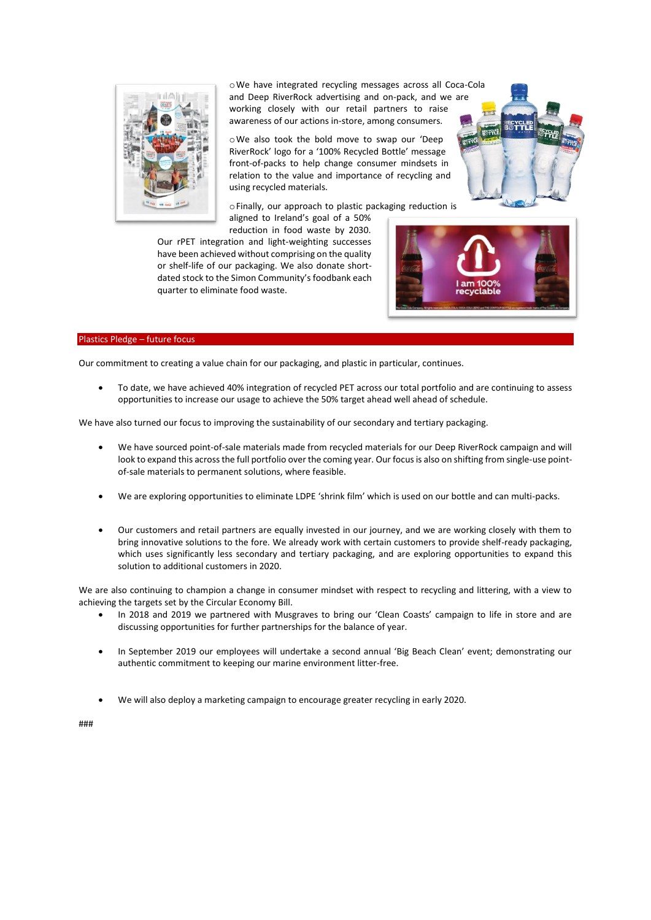- We have integrated recycling messages across all Coca-Cola and Deep RiverRock advertising and on-pack, and we are working closely with our retail partners to raise awareness of our actions in-store, among consumers.
- We also took the bold move to swap our 'Deep RiverRock' logo for a '100% Recycled Bottle' message front-of-packs to help change consumer mindsets in relation to the value and importance of recycling and using recycled materials.
- Finally, our approach to plastic packaging reduction is aligned to Ireland's goal of a 50% reduction in food waste by 2030.

Our rPET integration and light-weighting successes have been achieved without comprising on the quality or shelf-life of our packaging. We also donate short-dated stock to the Simon Community's foodbank each quarter to eliminate food waste.

## Plastics Pledge – future focus

Our commitment to creating a value chain for our packaging, and plastic in particular, continues.

- To date, we have achieved 40% integration of recycled PET across our total portfolio and are continuing to assess opportunities to increase our usage to achieve the 50% target ahead well ahead of schedule.

We have also turned our focus to improving the sustainability of our secondary and tertiary packaging.

- We have sourced point-of-sale materials made from recycled materials for our Deep RiverRock campaign and will look to expand this across the full portfolio over the coming year. Our focus is also on shifting from single-use point-of-sale materials to permanent solutions, where feasible.
- We are exploring opportunities to eliminate LDPE 'shrink film' which is used on our bottle and can multi-packs.
- Our customers and retail partners are equally invested in our journey, and we are working closely with them to bring innovative solutions to the fore. We already work with certain customers to provide shelf-ready packaging, which uses significantly less secondary and tertiary packaging, and are exploring opportunities to expand this solution to additional customers in 2020.

We are also continuing to champion a change in consumer mindset with respect to recycling and littering, with a view to achieving the targets set by the Circular Economy Bill.

- In 2018 and 2019 we partnered with Musgraves to bring our 'Clean Coasts' campaign to life in store and are discussing opportunities for further partnerships for the balance of year.
- In September 2019 our employees will undertake a second annual 'Big Beach Clean' event; demonstrating our authentic commitment to keeping our marine environment litter-free.
- We will also deploy a marketing campaign to encourage greater recycling in early 2020.

###